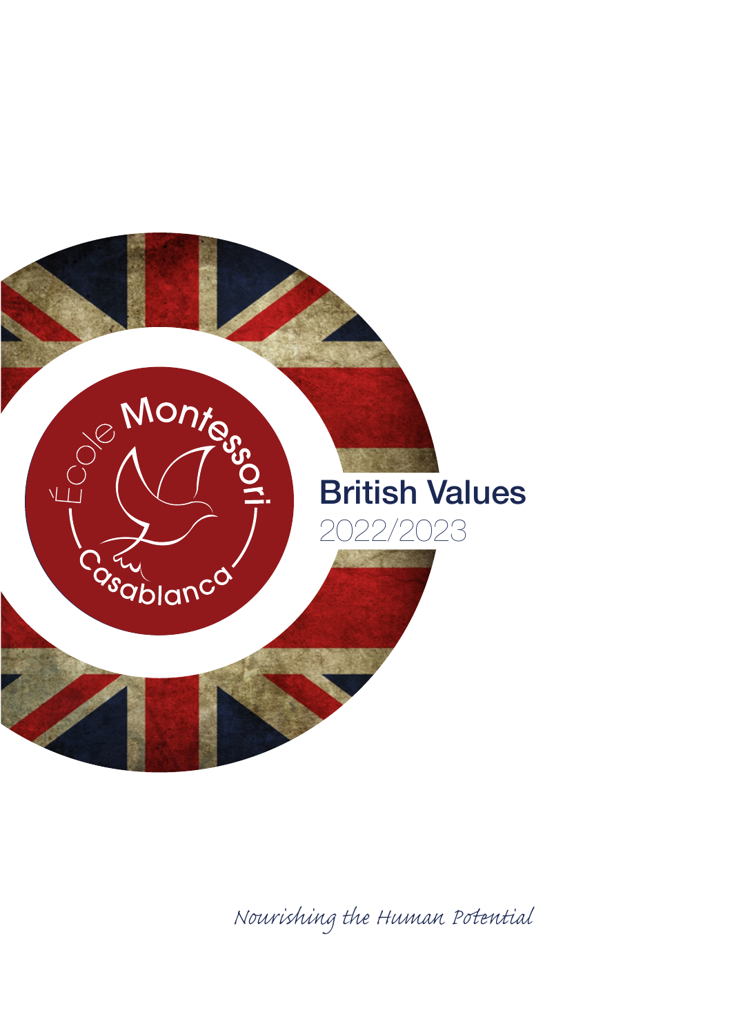École Montessori Casablanca

# British Values

2022/2023

*Nourishing the Human Potential*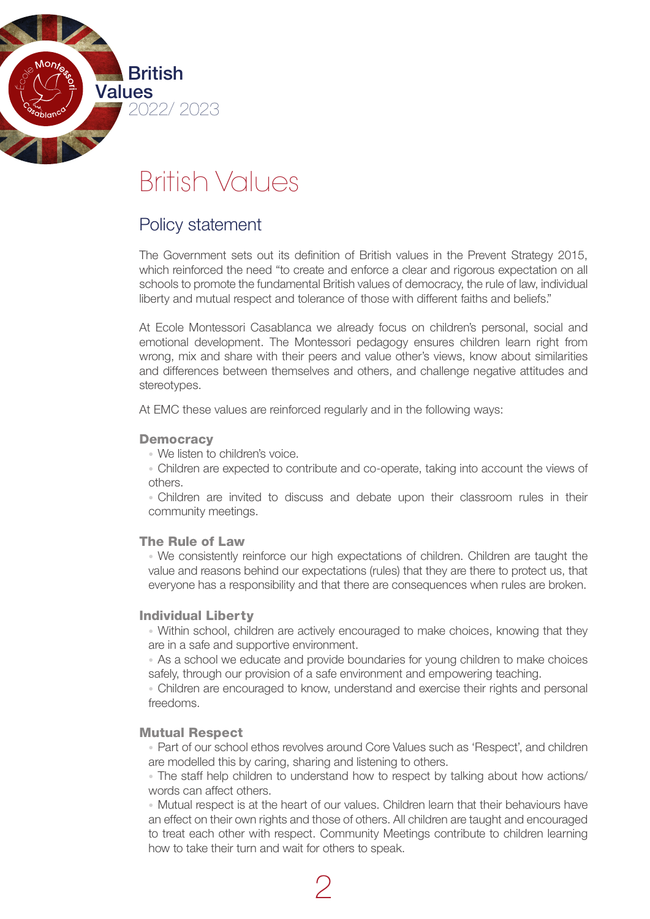# British Values

## Policy statement

The Government sets out its definition of British values in the Prevent Strategy 2015, which reinforced the need "to create and enforce a clear and rigorous expectation on all schools to promote the fundamental British values of democracy, the rule of law, individual liberty and mutual respect and tolerance of those with different faiths and beliefs."

At Ecole Montessori Casablanca we already focus on children's personal, social and emotional development. The Montessori pedagogy ensures children learn right from wrong, mix and share with their peers and value other's views, know about similarities and differences between themselves and others, and challenge negative attitudes and stereotypes.

At EMC these values are reinforced regularly and in the following ways:

### Democracy

- We listen to children's voice.
- Children are expected to contribute and co-operate, taking into account the views of others.
- Children are invited to discuss and debate upon their classroom rules in their community meetings.

### The Rule of Law

- We consistently reinforce our high expectations of children. Children are taught the value and reasons behind our expectations (rules) that they are there to protect us, that everyone has a responsibility and that there are consequences when rules are broken.

### Individual Liberty

- Within school, children are actively encouraged to make choices, knowing that they are in a safe and supportive environment.
- As a school we educate and provide boundaries for young children to make choices safely, through our provision of a safe environment and empowering teaching.
- Children are encouraged to know, understand and exercise their rights and personal freedoms.

### Mutual Respect

- Part of our school ethos revolves around Core Values such as 'Respect', and children are modelled this by caring, sharing and listening to others.
- The staff help children to understand how to respect by talking about how actions/ words can affect others.
- Mutual respect is at the heart of our values. Children learn that their behaviours have an effect on their own rights and those of others. All children are taught and encouraged to treat each other with respect. Community Meetings contribute to children learning how to take their turn and wait for others to speak.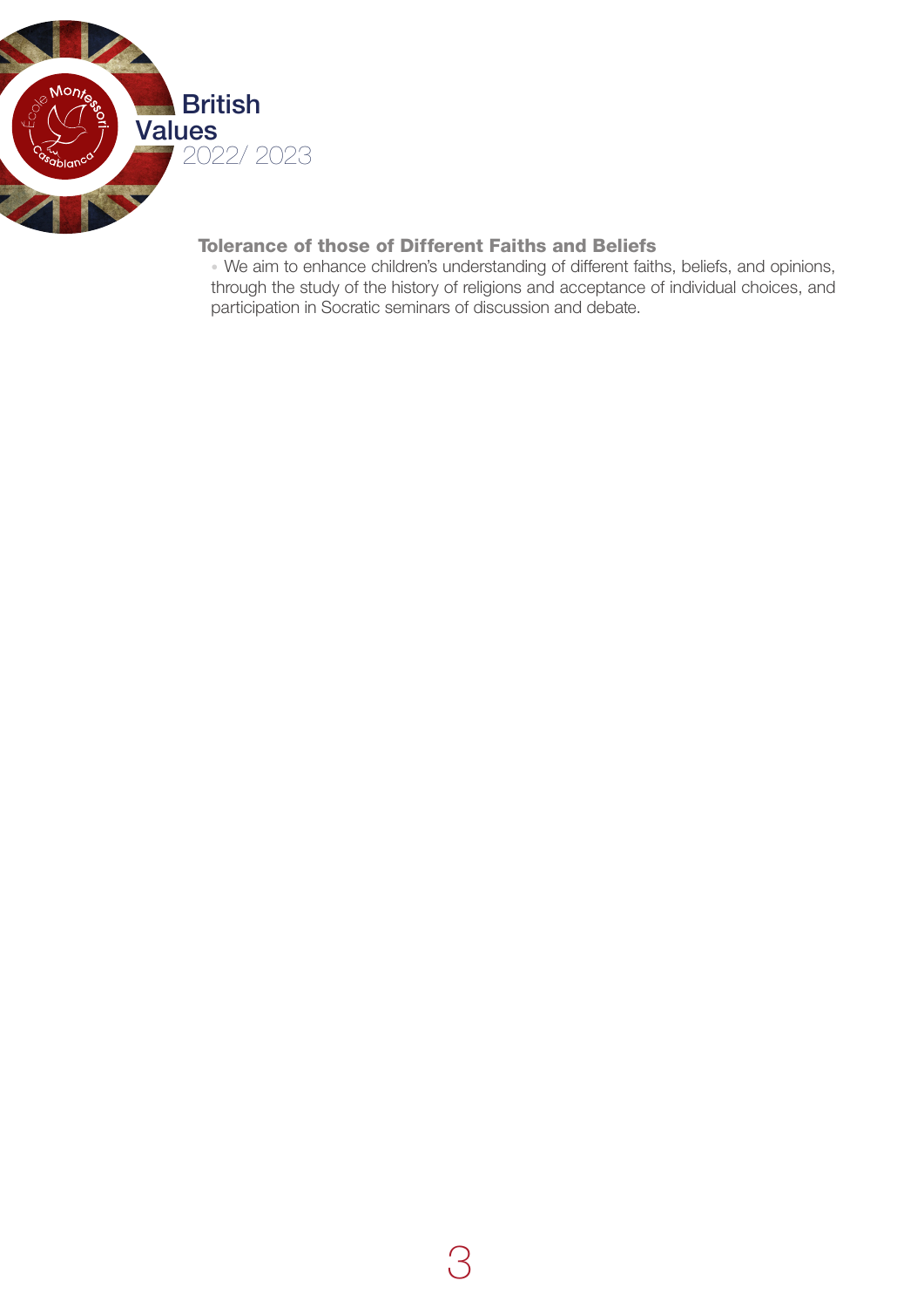# British Values 2022/ 2023

### Tolerance of those of Different Faiths and Beliefs

- We aim to enhance children's understanding of different faiths, beliefs, and opinions, through the study of the history of religions and acceptance of individual choices, and participation in Socratic seminars of discussion and debate.